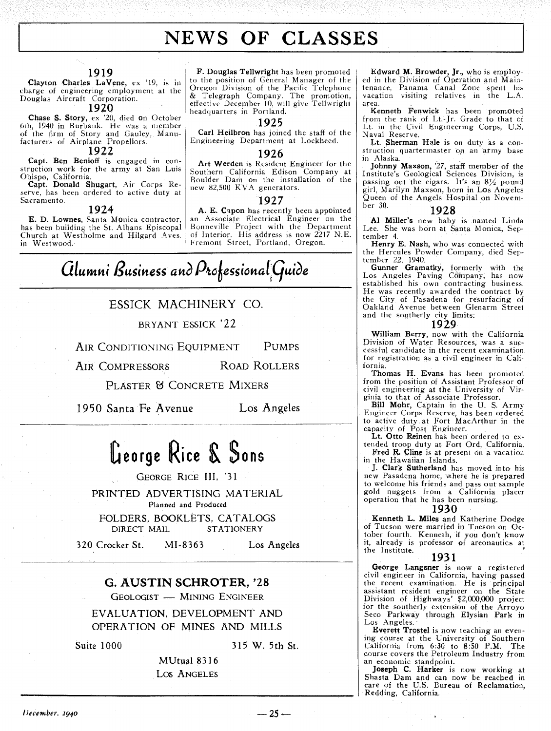# NEWS OF CLASSES

### 1919

**Clayton Charles LaVene,** ex '19, is in charge of engineering employment at the Douglas Aircraft Corporation.

### 1920

**Chase S. Story,** ex '20, died on October 6th, 1940 in Burbank. He was a member of the firm of Story and Gauley, Manufacturers of Airplane Propellors.

### 1922

**Capt. Ben Benioff** is engaged in construction work for the army at San Luis Obispo, California.

**Capt. Donald Shugart,** Air Corps Reserve, has been ordered to active duty at Sacramento.

### 1924

**E. D. Lownes,** Santa Monica contractor, has been building the St. Albans Episcopal Church at Westholme and Hilgard Aves. in Westwood.

**F. Douglas Tellwright** has been promoted to the position of General Manager of the Oregon Division of the Pacific Telephone & Telegraph Company. The promotion, effective December 10, will give Tellwright headquarters in Portland.

### 1925

**Carl Heilbron** has joined the staff of the Engineering Department at Lockheed.

### 1926

**Art Werden** is Resident Engineer for the Southern California Edison Company at Boulder Dam on the installation of the new 82,500 KVA generators.

### 1927

**A. E. Capon** has recently been appointed an Associate Electrical Engineer on the Bonneville Project with the Department of Interior. His address is now 2217 N.E. Fremont Street, Portland, Oregon.

**Edward M. Browder, Jr.,** who is employed in the Division of Operation and Maintenance, Panama Canal Zone spent his vacation visiting relatives in the L.A. area.

**Kenneth Fenwick** has been promoted from the rank of Lt.-Jr. Grade to that of Lt. in the Civil Engineering Corps, U.S. Naval Reserve.

**Lt. Sherman Hale** is on duty as a construction quartermaster on an army base in Alaska.

**Johnny Maxson,** '27, staff member of the Institute's Geological Sciences Division, is passing out the cigars. It's an 8½ pound girl, Marilyn Maxson, born in Los Angeles Queen of the Angels Hospital on November 30.

### 1928

**Al Miller's** new baby is named Linda Lee. She was born at Santa Monica, September 4.

**Henry E. Nash,** who was connected with the Hercules Powder Company, died September 22, 1940.

**Gunner Gramatky,** formerly with the Los Angeles Paving Company, has now established his own contracting business. He was recently awarded the contract by the City of Pasadena for resurfacing of Oakland Avenue between Glenarm Street and the southerly city limits.

### 1929

**William Berry,** now with the California Division of Water Resources, was a successful candidate in the recent examination for registration as a civil engineer in California.

**Thomas H. Evans** has been promoted from the position of Assistant Professor of civil engineering at the University of Virginia to that of Associate Professor.

**Bill Mohr,** Captain in the U. S. Army Engineer Corps Reserve, has been ordered to active duty at Fort MacArthur in the capacity of Post Engineer.

**Lt. Otto Reinen** has been ordered to extended troop duty at Fort Ord, California.

**Fred R. Cline** is at present on a vacation in the Hawaiian Islands.

**J. Clark Sutherland** has moved into his new Pasadena home, where he is prepared to welcome his friends and pass out sample gold nuggets from a California placer operation that he has been nursing.

### 1930

**Kenneth L. Miles** and Katherine Dodge of Tucson were married in Tucson on October fourth. Kenneth, if you don't know it, already is professor of areonautics at the Institute.

### 1931

**George Langsner** is now a registered civil engineer in California, having passed the recent examination. He is principal assistant resident engineer on the State Division of Highways' $2,000,000 project for the southerly extension of the Arroyo Seco Parkway through Elysian Park in Los Angeles.

**Everett Trostel** is now teaching an evening course at the University of Southern California from 6:30 to 8:50 P.M. The course covers the Petroleum Industry from an economic standpoint.

**Joseph C. Harker** is now working at Shasta Dam and can now be reached in care of the U.S. Bureau of Reclamation, Redding, California.

---

## *Alumni Business and Professional Guide*

**ESSICK MACHINERY CO.**

BRYANT ESSICK '22

AIR CONDITIONING EQUIPMENT — PUMPS

AIR COMPRESSORS — ROAD ROLLERS

PLASTER & CONCRETE MIXERS

1950 Santa Fe Avenue — Los Angeles

---

**George Rice & Sons**

GEORGE RICE III, '31

PRINTED ADVERTISING MATERIAL

Planned and Produced

FOLDERS, BOOKLETS, CATALOGS

DIRECT MAIL — STATIONERY

320 Crocker St. — MI-8363 — Los Angeles

---

**G. AUSTIN SCHROTER, '28**

GEOLOGIST — MINING ENGINEER

EVALUATION, DEVELOPMENT AND OPERATION OF MINES AND MILLS

Suite 1000 — 315 W. 5th St.

MUtual 8316

LOS ANGELES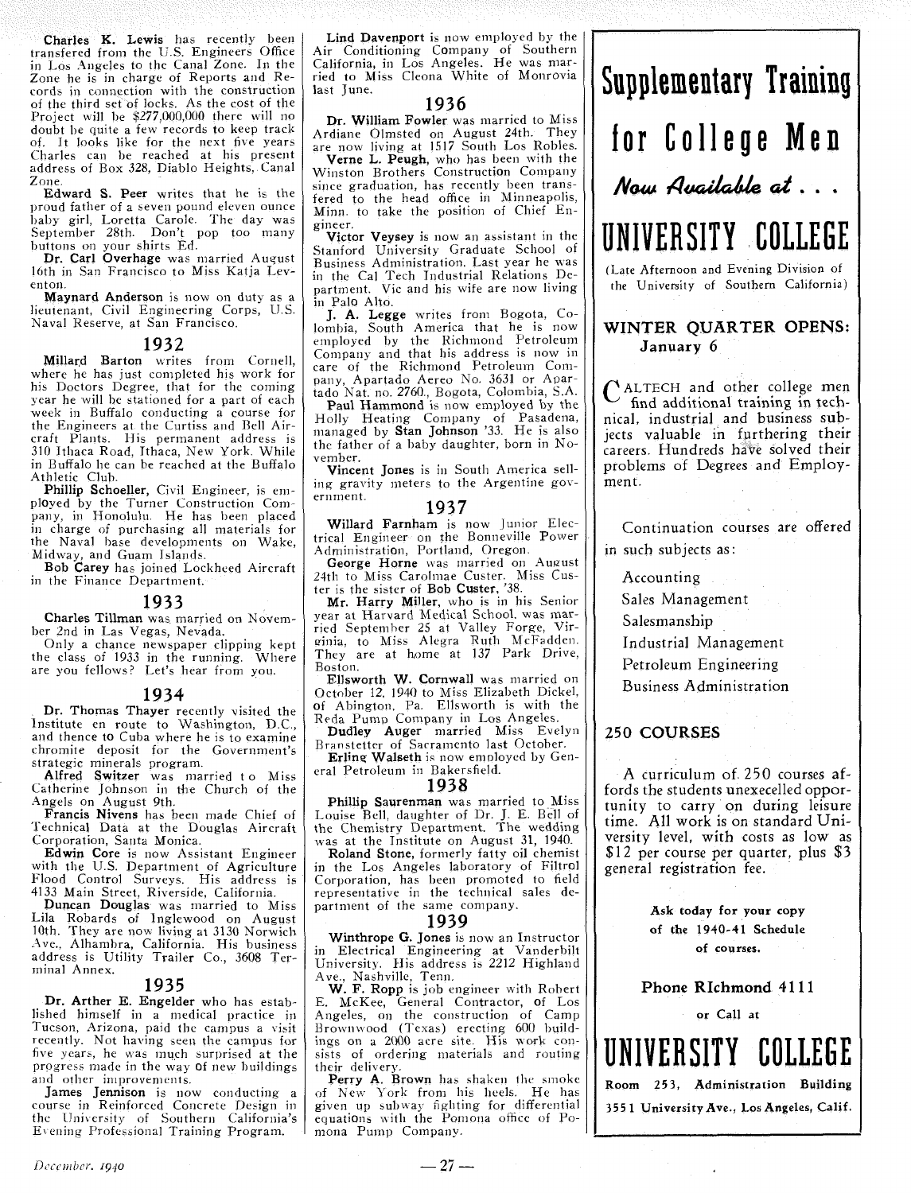**Charles K. Lewis** has recently been transfered from the U.S. Engineers Office in Los Angeles to the Canal Zone. In the Zone he is in charge of Reports and Records in connection with the construction of the third set of locks. As the cost of the Project will be $277,000,000 there will no doubt be quite a few records to keep track of. It looks like for the next five years Charles can be reached at his present address of Box 328, Diablo Heights, Canal Zone.

**Edward S. Peer** writes that he is the proud father of a seven pound eleven ounce baby girl, Loretta Carole. The day was September 28th. Don't pop too many buttons on your shirts Ed.

**Dr. Carl Overhage** was married August 16th in San Francisco to Miss Katja Leventon.

**Maynard Anderson** is now on duty as a lieutenant, Civil Engineering Corps, U.S. Naval Reserve, at San Francisco.

## 1932

**Millard Barton** writes from Cornell, where he has just completed his work for his Doctors Degree, that for the coming year he will be stationed for a part of each week in Buffalo conducting a course for the Engineers at the Curtiss and Bell Aircraft Plants. His permanent address is 310 Ithaca Road, Ithaca, New York. While in Buffalo he can be reached at the Buffalo Athletic Club.

**Phillip Schoeller**, Civil Engineer, is employed by the Turner Construction Company, in Honolulu. He has been placed in charge of purchasing all materials for the Naval base developments on Wake, Midway, and Guam Islands.

**Bob Carey** has joined Lockheed Aircraft in the Finance Department.

## 1933

**Charles Tillman** was married on November 2nd in Las Vegas, Nevada.

Only a chance newspaper clipping kept the class of 1933 in the running. Where are you fellows? Let's hear from you.

## 1934

**Dr. Thomas Thayer** recently visited the Institute en route to Washington, D.C., and thence to Cuba where he is to examine chromite deposit for the Government's strategic minerals program.

**Alfred Switzer** was married to Miss Catherine Johnson in the Church of the Angels on August 9th.

**Francis Nivens** has been made Chief of Technical Data at the Douglas Aircraft Corporation, Santa Monica.

**Edwin Core** is now Assistant Engineer with the U.S. Department of Agriculture Flood Control Surveys. His address is 4133 Main Street, Riverside, California.

**Duncan Douglas** was married to Miss Lila Robards of Inglewood on August 10th. They are now living at 3130 Norwich Ave., Alhambra, California. His business address is Utility Trailer Co., 3608 Terminal Annex.

## 1935

**Dr. Arther E. Engelder** who has established himself in a medical practice in Tucson, Arizona, paid the campus a visit recently. Not having seen the campus for five years, he was much surprised at the progress made in the way of new buildings and other improvements.

**James Jennison** is now conducting a course in Reinforced Concrete Design in the University of Southern California's Evening Professional Training Program.

**Lind Davenport** is now employed by the Air Conditioning Company of Southern California, in Los Angeles. He was married to Miss Cleona White of Monrovia last June.

## 1936

**Dr. William Fowler** was married to Miss Ardiane Olmsted on August 24th. They are now living at 1517 South Los Robles.

**Verne L. Peugh**, who has been with the Winston Brothers Construction Company since graduation, has recently been transfered to the head office in Minneapolis, Minn. to take the position of Chief Engineer.

**Victor Veysey** is now an assistant in the Stanford University Graduate School of Business Administration. Last year he was in the Cal Tech Industrial Relations Department. Vic and his wife are now living in Palo Alto.

**J. A. Legge** writes from Bogota, Colombia, South America that he is now employed by the Richmond Petroleum Company and that his address is now in care of the Richmond Petroleum Company, Apartado Aereo No. 3631 or Apartado Nat. no. 2760., Bogota, Colombia, S.A.

**Paul Hammond** is now employed by the Holly Heating Company of Pasadena, managed by **Stan Johnson** '33. He is also the father of a baby daughter, born in November.

**Vincent Jones** is in South America selling gravity meters to the Argentine government.

## 1937

**Willard Farnham** is now Junior Electrical Engineer on the Bonneville Power Administration, Portland, Oregon.

**George Horne** was married on August 24th to Miss Carolmae Custer. Miss Custer is the sister of **Bob Custer**, '38.

**Mr. Harry Miller**, who is in his Senior year at Harvard Medical School, was married September 25 at Valley Forge, Virginia, to Miss Alegra Ruth McFadden. They are at home at 137 Park Drive, Boston.

**Ellsworth W. Cornwall** was married on October 12, 1940 to Miss Elizabeth Dickel, of Abington, Pa. Ellsworth is with the Reda Pump Company in Los Angeles.

**Dudley Auger** married Miss Evelyn Branstetter of Sacramento last October.

**Erling Walseth** is now employed by General Petroleum in Bakersfield.

## 1938

**Phillip Saurenman** was married to Miss Louise Bell, daughter of Dr. J. E. Bell of the Chemistry Department. The wedding was at the Institute on August 31, 1940.

**Roland Stone**, formerly fatty oil chemist in the Los Angeles laboratory of Filtrol Corporation, has been promoted to field representative in the technical sales department of the same company.

## 1939

**Winthrope G. Jones** is now an Instructor in Electrical Engineering at Vanderbilt University. His address is 2212 Highland Ave., Nashville, Tenn.

**W. F. Ropp** is job engineer with Robert E. McKee, General Contractor, of Los Angeles, on the construction of Camp Brownwood (Texas) erecting 600 buildings on a 2000 acre site. His work consists of ordering materials and routing their delivery.

**Perry A. Brown** has shaken the smoke of New York from his heels. He has given up subway fighting for differential equations with the Pomona office of Pomona Pump Company.

---

# Supplementary Training for College Men

*Now Available at . . .*

# UNIVERSITY COLLEGE

(Late Afternoon and Evening Division of the University of Southern California)

**WINTER QUARTER OPENS: January 6**

CALTECH and other college men find additional training in technical, industrial and business subjects valuable in furthering their careers. Hundreds have solved their problems of Degrees and Employment.

Continuation courses are offered in such subjects as:

- Accounting
- Sales Management
- Salesmanship
- Industrial Management
- Petroleum Engineering
- Business Administration

**250 COURSES**

A curriculum of 250 courses affords the students unexecelled opportunity to carry on during leisure time. All work is on standard University level, with costs as low as $12 per course per quarter, plus $3 general registration fee.

**Ask today for your copy of the 1940-41 Schedule of courses.**

**Phone RIchmond 4111**

or Call at

# UNIVERSITY COLLEGE

**Room 253, Administration Building**

**3551 University Ave., Los Angeles, Calif.**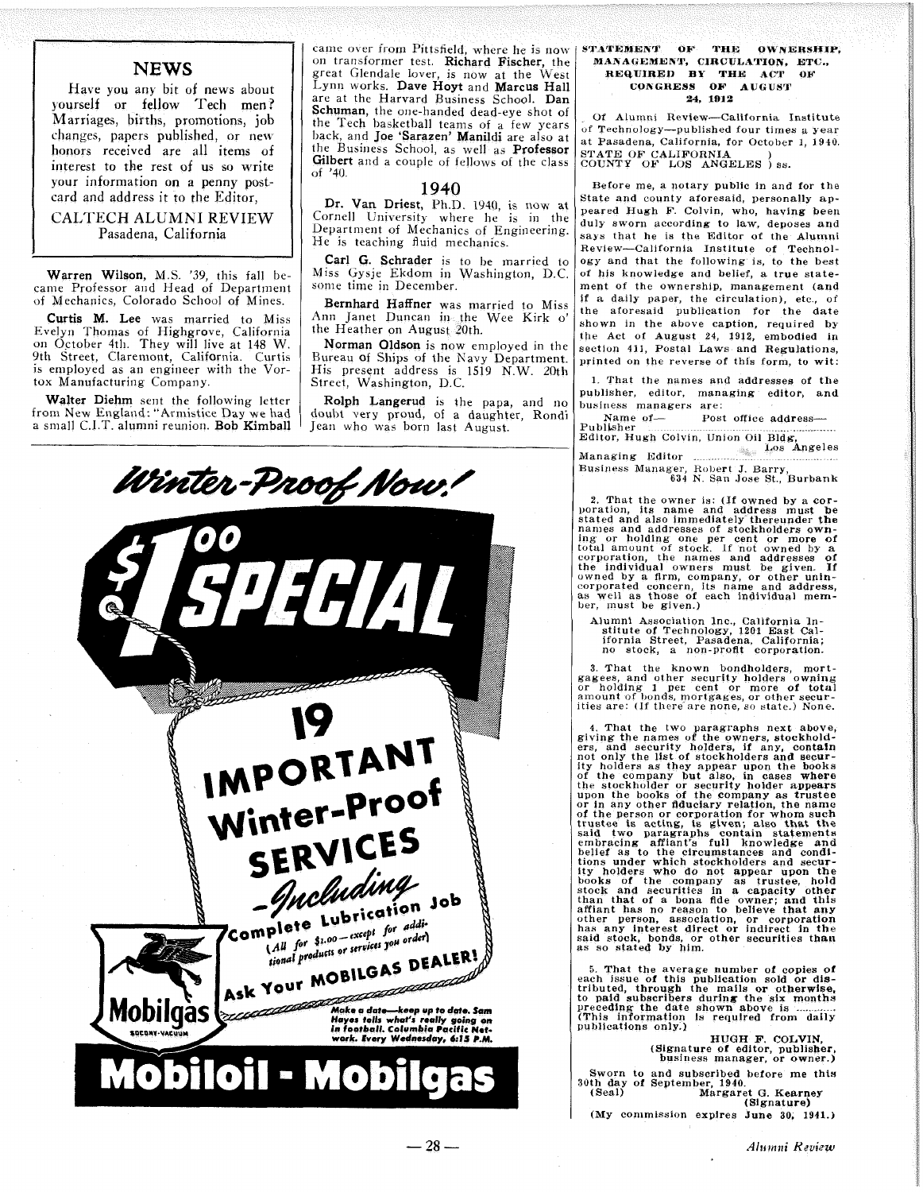## NEWS

Have you any bit of news about yourself or fellow Tech men? Marriages, births, promotions, job changes, papers published, or new honors received are all items of interest to the rest of us so write your information on a penny postcard and address it to the Editor,

CALTECH ALUMNI REVIEW
Pasadena, California

**Warren Wilson,** M.S. '39, this fall became Professor and Head of Department of Mechanics, Colorado School of Mines.

**Curtis M. Lee** was married to Miss Evelyn Thomas of Highgrove, California on October 4th. They will live at 148 W. 9th Street, Claremont, California. Curtis is employed as an engineer with the Vortox Manufacturing Company.

**Walter Diehm** sent the following letter from New England: "Armistice Day we had a small C.I.T. alumni reunion. **Bob Kimball** came over from Pittsfield, where he is now on transformer test. **Richard Fischer,** the great Glendale lover, is now at the West Lynn works. **Dave Hoyt** and **Marcus Hall** are at the Harvard Business School. **Dan Schuman,** the one-handed dead-eye shot of the Tech basketball teams of a few years back, and **Joe 'Sarazen' Manildi** are also at the Business School, as well as **Professor Gilbert** and a couple of fellows of the class of '40.

### 1940

**Dr. Van Driest,** Ph.D. 1940, is now at Cornell University where he is in the Department of Mechanics of Engineering. He is teaching fluid mechanics.

**Carl G. Schrader** is to be married to Miss Gysje Ekdom in Washington, D.C. some time in December.

**Bernhard Haffner** was married to Miss Ann Janet Duncan in the Wee Kirk o' the Heather on August 20th.

**Norman Oldson** is now employed in the Bureau of Ships of the Navy Department. His present address is 1519 N.W. 20th Street, Washington, D.C.

**Rolph Langerud** is the papa, and no doubt very proud, of a daughter, Rondi Jean who was born last August.

Winter-Proof Now!

$1.00 SPECIAL

19 IMPORTANT Winter-Proof SERVICES

-Including Complete Lubrication Job

(All for $1.00—except for additional products or services you order)

Ask Your MOBILGAS DEALER!

Mobilgas
SOCONY-VACUUM

Make a date—keep up to date. Sam Hayes tells what's really going on in football. Columbia Pacific Network. Every Wednesday, 6:15 P.M.

Mobiloil - Mobilgas

**STATEMENT OF THE OWNERSHIP, MANAGEMENT, CIRCULATION, ETC., REQUIRED BY THE ACT OF CONGRESS OF AUGUST 24, 1912**

Of Alumni Review—California Institute of Technology—published four times a year at Pasadena, California, for October 1, 1940.

STATE OF CALIFORNIA )
COUNTY OF LOS ANGELES ) ss.

Before me, a notary public in and for the State and county aforesaid, personally appeared Hugh F. Colvin, who, having been duly sworn according to law, deposes and says that he is the Editor of the Alumni Review—California Institute of Technology and that the following is, to the best of his knowledge and belief, a true statement of the ownership, management (and if a daily paper, the circulation), etc., of the aforesaid publication for the date shown in the above caption, required by the Act of August 24, 1912, embodied in section 411, Postal Laws and Regulations, printed on the reverse of this form, to wit:

1. That the names and addresses of the publisher, editor, managing editor, and business managers are:

Name of— Post office address—
Publisher ..............
Editor, Hugh Colvin, Union Oil Bldg, Los Angeles
Managing Editor ..............
Business Manager, Robert J. Barry, 634 N. San Jose St., Burbank

2. That the owner is: (If owned by a corporation, its name and address must be stated and also immediately thereunder the names and addresses of stockholders owning or holding one per cent or more of total amount of stock. If not owned by a corporation, the names and addresses of the individual owners must be given. If owned by a firm, company, or other unincorporated concern, its name and address, as well as those of each individual member, must be given.)

Alumni Association Inc., California Institute of Technology, 1201 East California Street, Pasadena, California; no stock, a non-profit corporation.

3. That the known bondholders, mortgagees, and other security holders owning or holding 1 per cent or more of total amount of bonds, mortgages, or other securities are: (If there are none, so state.) None.

4. That the two paragraphs next above, giving the names of the owners, stockholders, and security holders, if any, contain not only the list of stockholders and security holders as they appear upon the books of the company but also, in cases where the stockholder or security holder appears upon the books of the company as trustee or in any other fiduciary relation, the name of the person or corporation for whom such trustee is acting, is given; also that the said two paragraphs contain statements embracing affiant's full knowledge and belief as to the circumstances and conditions under which stockholders and security holders who do not appear upon the books of the company as trustee, hold stock and securities in a capacity other than that of a bona fide owner; and this affiant has no reason to believe that any other person, association, or corporation has any interest direct or indirect in the said stock, bonds, or other securities than as so stated by him.

5. That the average number of copies of each issue of this publication sold or distributed, through the mails or otherwise, to paid subscribers during the six months preceding the date shown above is .......... (This information is required from daily publications only.)

HUGH F. COLVIN,
(Signature of editor, publisher, business manager, or owner.)

Sworn to and subscribed before me this 30th day of September, 1940.
(Seal) Margaret G. Kearney
(Signature)
(My commission expires June 30, 1941.)